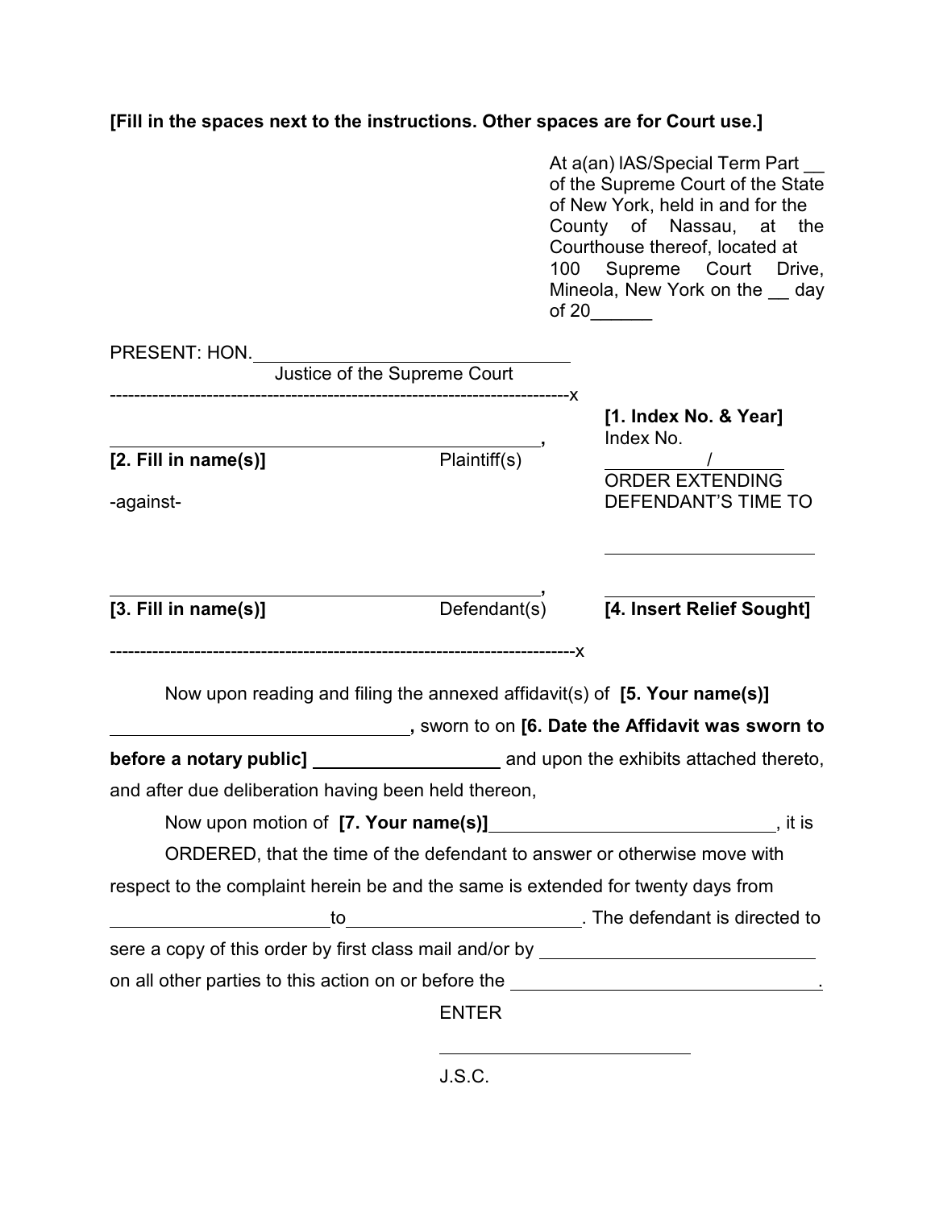**[Fill in the spaces next to the instructions. Other spaces are for Court use.]**

At a(an) IAS/Special Term Part __ of the Supreme Court of the State of New York, held in and for the County of Nassau, at the Courthouse thereof, located at 100 Supreme Court Drive, Mineola, New York on the __ day of 20______

PRESENT: HON.________________________________
Justice of the Supreme Court

---------------------------------------------------------------------------x

______________________________________________,
**[2. Fill in name(s)]** Plaintiff(s)

-against-

______________________________________________,
**[3. Fill in name(s)]** Defendant(s)

---------------------------------------------------------------------------x

**[1. Index No. & Year]**
Index No.
__________/________

ORDER EXTENDING DEFENDANT'S TIME TO

______________________

______________________
**[4. Insert Relief Sought]**

Now upon reading and filing the annexed affidavit(s) of **[5. Your name(s)]** ______________________________, sworn to on **[6. Date the Affidavit was sworn to before a notary public]** __________________ and upon the exhibits attached thereto, and after due deliberation having been held thereon,

Now upon motion of **[7. Your name(s)]**____________________________, it is

ORDERED, that the time of the defendant to answer or otherwise move with respect to the complaint herein be and the same is extended for twenty days from ______________________to______________________. The defendant is directed to sere a copy of this order by first class mail and/or by ___________________________ on all other parties to this action on or before the ________________________________.

ENTER

__________________________

J.S.C.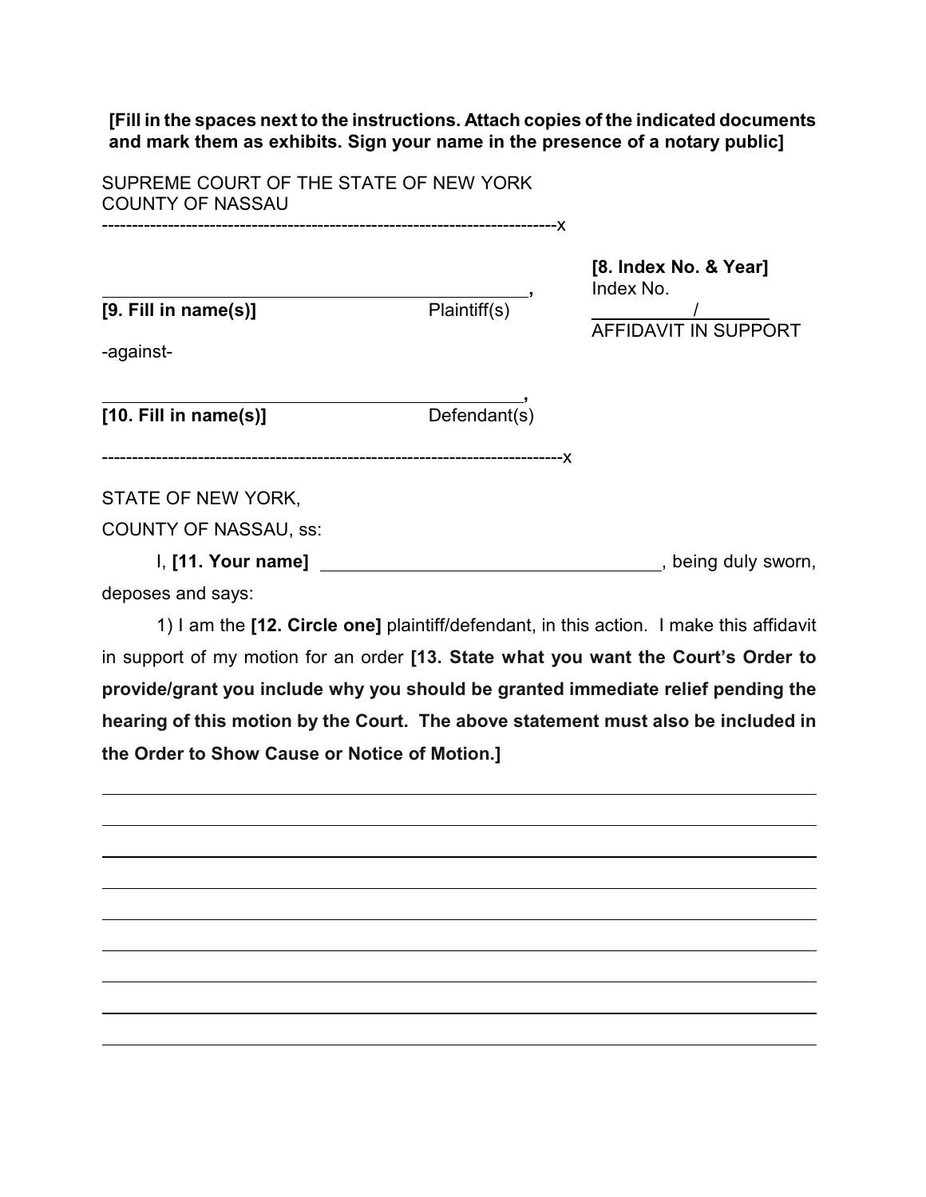**[Fill in the spaces next to the instructions. Attach copies of the indicated documents and mark them as exhibits. Sign your name in the presence of a notary public]**

SUPREME COURT OF THE STATE OF NEW YORK
COUNTY OF NASSAU
---------------------------------------------------------------------------x

**[8. Index No. & Year]**
Index No.
__________/________
AFFIDAVIT IN SUPPORT

_____________________________________________,
**[9. Fill in name(s)]** Plaintiff(s)

-against-

_____________________________________________,
**[10. Fill in name(s)]** Defendant(s)

---------------------------------------------------------------------------x

STATE OF NEW YORK,

COUNTY OF NASSAU, ss:

I, **[11. Your name]** ___________________________________, being duly sworn, deposes and says:

1) I am the **[12. Circle one]** plaintiff/defendant, in this action. I make this affidavit in support of my motion for an order **[13. State what you want the Court's Order to provide/grant you include why you should be granted immediate relief pending the hearing of this motion by the Court. The above statement must also be included in the Order to Show Cause or Notice of Motion.]**

_____________________________________________________________________________

_____________________________________________________________________________

_____________________________________________________________________________

_____________________________________________________________________________

_____________________________________________________________________________

_____________________________________________________________________________

_____________________________________________________________________________

_____________________________________________________________________________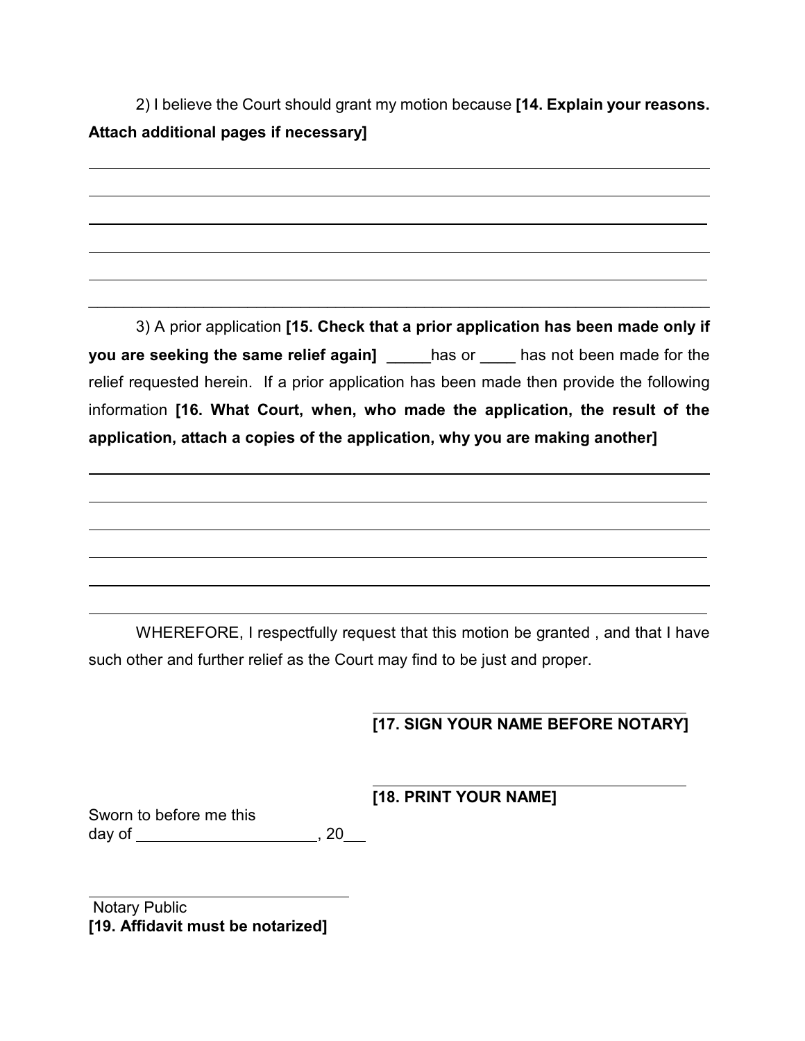2) I believe the Court should grant my motion because **[14. Explain your reasons. Attach additional pages if necessary]**

\_\_\_\_\_\_\_\_\_\_\_\_\_\_\_\_\_\_\_\_\_\_\_\_\_\_\_\_\_\_\_\_\_\_\_\_\_\_\_\_\_\_\_\_\_\_\_\_\_\_\_\_\_\_\_\_\_\_\_\_\_\_\_\_\_\_\_\_\_\_

\_\_\_\_\_\_\_\_\_\_\_\_\_\_\_\_\_\_\_\_\_\_\_\_\_\_\_\_\_\_\_\_\_\_\_\_\_\_\_\_\_\_\_\_\_\_\_\_\_\_\_\_\_\_\_\_\_\_\_\_\_\_\_\_\_\_\_\_\_\_

\_\_\_\_\_\_\_\_\_\_\_\_\_\_\_\_\_\_\_\_\_\_\_\_\_\_\_\_\_\_\_\_\_\_\_\_\_\_\_\_\_\_\_\_\_\_\_\_\_\_\_\_\_\_\_\_\_\_\_\_\_\_\_\_\_\_\_\_\_\_

\_\_\_\_\_\_\_\_\_\_\_\_\_\_\_\_\_\_\_\_\_\_\_\_\_\_\_\_\_\_\_\_\_\_\_\_\_\_\_\_\_\_\_\_\_\_\_\_\_\_\_\_\_\_\_\_\_\_\_\_\_\_\_\_\_\_\_\_\_\_

\_\_\_\_\_\_\_\_\_\_\_\_\_\_\_\_\_\_\_\_\_\_\_\_\_\_\_\_\_\_\_\_\_\_\_\_\_\_\_\_\_\_\_\_\_\_\_\_\_\_\_\_\_\_\_\_\_\_\_\_\_\_\_\_\_\_\_\_\_\_

\_\_\_\_\_\_\_\_\_\_\_\_\_\_\_\_\_\_\_\_\_\_\_\_\_\_\_\_\_\_\_\_\_\_\_\_\_\_\_\_\_\_\_\_\_\_\_\_\_\_\_\_\_\_\_\_\_\_\_\_\_\_\_\_\_\_\_\_\_\_

3) A prior application **[15. Check that a prior application has been made only if you are seeking the same relief again]** \_\_\_\_\_has or \_\_\_\_ has not been made for the relief requested herein. If a prior application has been made then provide the following information **[16. What Court, when, who made the application, the result of the application, attach a copies of the application, why you are making another]**

\_\_\_\_\_\_\_\_\_\_\_\_\_\_\_\_\_\_\_\_\_\_\_\_\_\_\_\_\_\_\_\_\_\_\_\_\_\_\_\_\_\_\_\_\_\_\_\_\_\_\_\_\_\_\_\_\_\_\_\_\_\_\_\_\_\_\_\_\_\_

\_\_\_\_\_\_\_\_\_\_\_\_\_\_\_\_\_\_\_\_\_\_\_\_\_\_\_\_\_\_\_\_\_\_\_\_\_\_\_\_\_\_\_\_\_\_\_\_\_\_\_\_\_\_\_\_\_\_\_\_\_\_\_\_\_\_\_\_\_\_

\_\_\_\_\_\_\_\_\_\_\_\_\_\_\_\_\_\_\_\_\_\_\_\_\_\_\_\_\_\_\_\_\_\_\_\_\_\_\_\_\_\_\_\_\_\_\_\_\_\_\_\_\_\_\_\_\_\_\_\_\_\_\_\_\_\_\_\_\_\_

\_\_\_\_\_\_\_\_\_\_\_\_\_\_\_\_\_\_\_\_\_\_\_\_\_\_\_\_\_\_\_\_\_\_\_\_\_\_\_\_\_\_\_\_\_\_\_\_\_\_\_\_\_\_\_\_\_\_\_\_\_\_\_\_\_\_\_\_\_\_

\_\_\_\_\_\_\_\_\_\_\_\_\_\_\_\_\_\_\_\_\_\_\_\_\_\_\_\_\_\_\_\_\_\_\_\_\_\_\_\_\_\_\_\_\_\_\_\_\_\_\_\_\_\_\_\_\_\_\_\_\_\_\_\_\_\_\_\_\_\_

\_\_\_\_\_\_\_\_\_\_\_\_\_\_\_\_\_\_\_\_\_\_\_\_\_\_\_\_\_\_\_\_\_\_\_\_\_\_\_\_\_\_\_\_\_\_\_\_\_\_\_\_\_\_\_\_\_\_\_\_\_\_\_\_\_\_\_\_\_\_

WHEREFORE, I respectfully request that this motion be granted , and that I have such other and further relief as the Court may find to be just and proper.

\_\_\_\_\_\_\_\_\_\_\_\_\_\_\_\_\_\_\_\_\_\_\_\_\_\_\_\_\_\_\_\_\_\_\_\_
**[17. SIGN YOUR NAME BEFORE NOTARY]**

\_\_\_\_\_\_\_\_\_\_\_\_\_\_\_\_\_\_\_\_\_\_\_\_\_\_\_\_\_\_\_\_\_\_\_\_
**[18. PRINT YOUR NAME]**

Sworn to before me this
day of \_\_\_\_\_\_\_\_\_\_\_\_\_\_\_\_\_\_\_\_\_\_, 20\_\_\_

\_\_\_\_\_\_\_\_\_\_\_\_\_\_\_\_\_\_\_\_\_\_\_\_\_\_\_\_\_\_\_\_\_\_\_\_
Notary Public
**[19. Affidavit must be notarized]**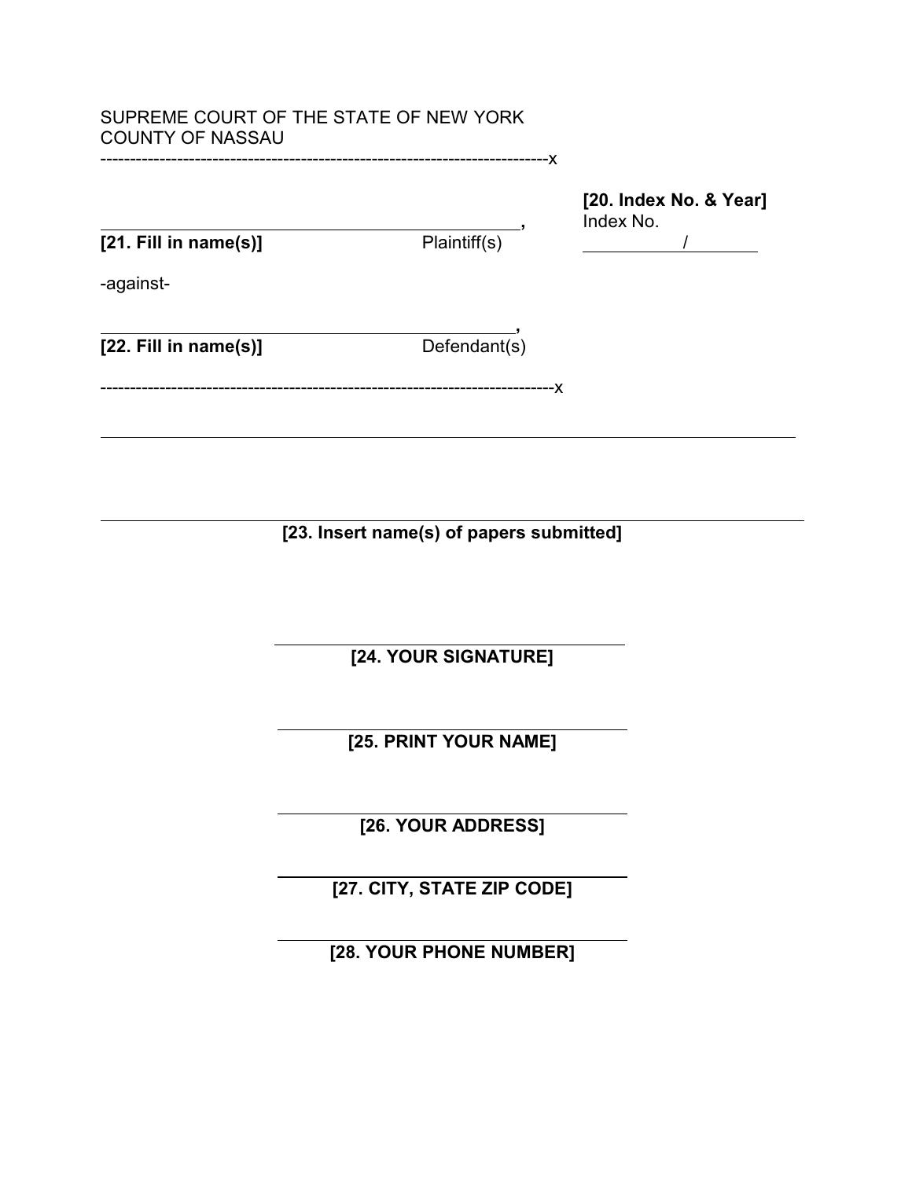SUPREME COURT OF THE STATE OF NEW YORK
COUNTY OF NASSAU

---------------------------------------------------------------------------x

**[20. Index No. & Year]**
Index No.
__________/________

_______________________________________________,
**[21. Fill in name(s)]** Plaintiff(s)

-against-

_______________________________________________,
**[22. Fill in name(s)]** Defendant(s)

---------------------------------------------------------------------------x

_______________________________________________________________________________

_______________________________________________________________________________
**[23. Insert name(s) of papers submitted]**

_______________________________________
**[24. YOUR SIGNATURE]**

_______________________________________
**[25. PRINT YOUR NAME]**

_______________________________________
**[26. YOUR ADDRESS]**

_______________________________________
**[27. CITY, STATE ZIP CODE]**

_______________________________________
**[28. YOUR PHONE NUMBER]**